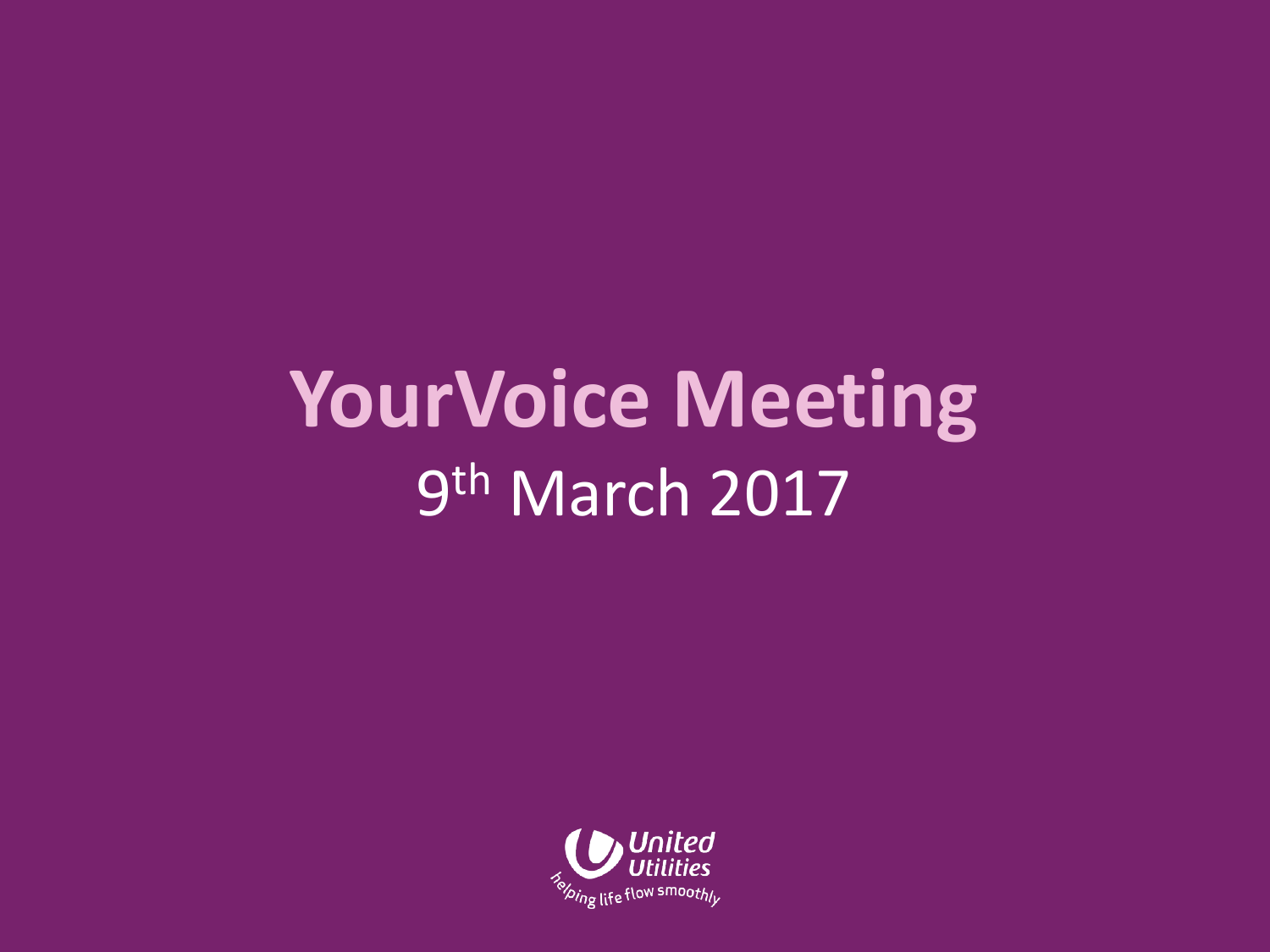# YourVoice Meeting

9th March 2017

United Utilities

helping life flow smoothly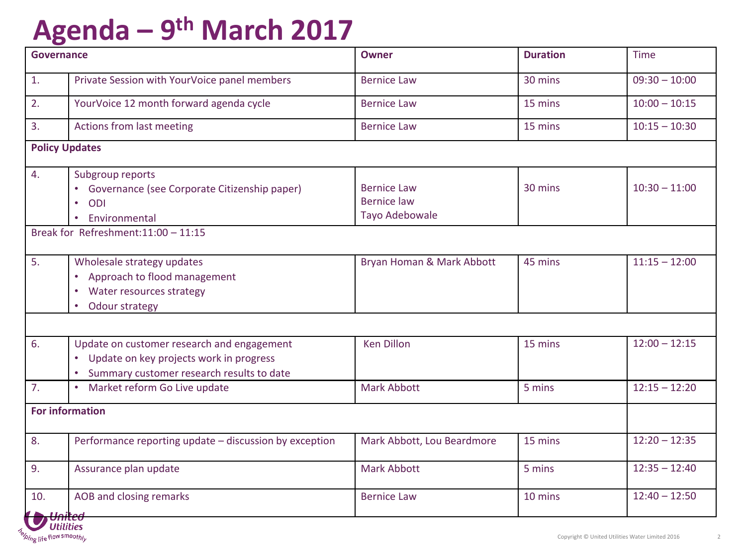# Agenda – 9th March 2017

| Governance | | Owner | Duration | Time |
|---|---|---|---|---|
| 1. | Private Session with YourVoice panel members | Bernice Law | 30 mins | 09:30 – 10:00 |
| 2. | YourVoice 12 month forward agenda cycle | Bernice Law | 15 mins | 10:00 – 10:15 |
| 3. | Actions from last meeting | Bernice Law | 15 mins | 10:15 – 10:30 |
| **Policy Updates** | | | | |
| 4. | Subgroup reports<br>• Governance (see Corporate Citizenship paper)<br>• ODI<br>• Environmental | Bernice Law<br>Bernice law<br>Tayo Adebowale | 30 mins | 10:30 – 11:00 |
| Break for Refreshment:11:00 – 11:15 | | | | |
| 5. | Wholesale strategy updates<br>• Approach to flood management<br>• Water resources strategy<br>• Odour strategy | Bryan Homan & Mark Abbott | 45 mins | 11:15 – 12:00 |
| | | | | |
| 6. | Update on customer research and engagement<br>• Update on key projects work in progress<br>• Summary customer research results to date | Ken Dillon | 15 mins | 12:00 – 12:15 |
| 7. | • Market reform Go Live update | Mark Abbott | 5 mins | 12:15 – 12:20 |
| **For information** | | | | |
| 8. | Performance reporting update – discussion by exception | Mark Abbott, Lou Beardmore | 15 mins | 12:20 – 12:35 |
| 9. | Assurance plan update | Mark Abbott | 5 mins | 12:35 – 12:40 |
| 10. | AOB and closing remarks | Bernice Law | 10 mins | 12:40 – 12:50 |

United Utilities
helping life flow smoothly

Copyright © United Utilities Water Limited 2016